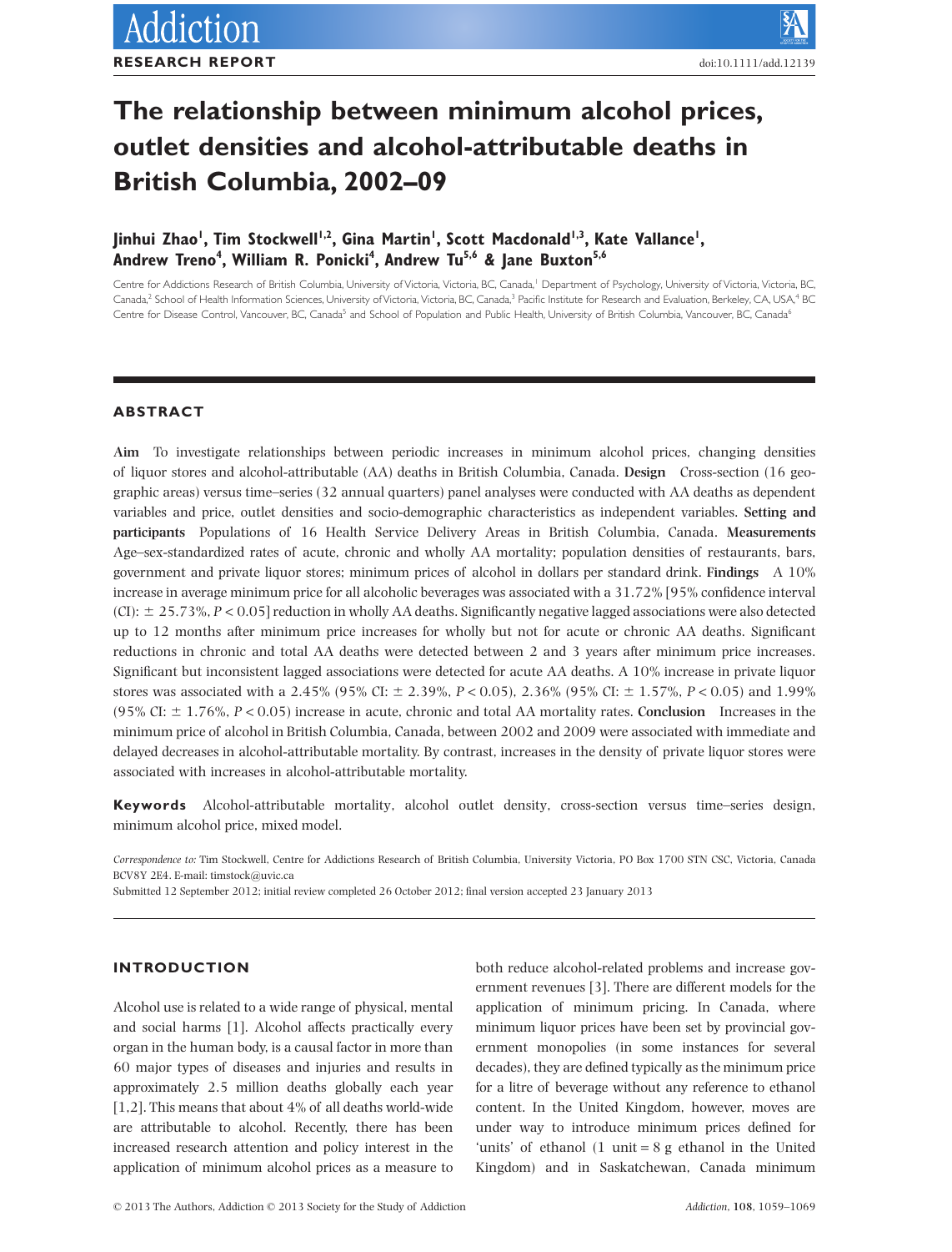RESEARCH REPORT

doi:10.1111/add.12139

# The relationship between minimum alcohol prices, outlet densities and alcohol-attributable deaths in British Columbia, 2002–09

**Jinhui Zhao[1], Tim Stockwell[1,2], Gina Martin[1], Scott Macdonald[1,3], Kate Vallance[1], Andrew Treno[4], William R. Ponicki[4], Andrew Tu[5,6] & Jane Buxton[5,6]**

Centre for Addictions Research of British Columbia, University of Victoria, Victoria, BC, Canada,[1] Department of Psychology, University of Victoria, Victoria, BC, Canada,[2] School of Health Information Sciences, University of Victoria, Victoria, BC, Canada,[3] Pacific Institute for Research and Evaluation, Berkeley, CA, USA,[4] BC Centre for Disease Control, Vancouver, BC, Canada[5] and School of Population and Public Health, University of British Columbia, Vancouver, BC, Canada[6]

## ABSTRACT

**Aim** To investigate relationships between periodic increases in minimum alcohol prices, changing densities of liquor stores and alcohol-attributable (AA) deaths in British Columbia, Canada. **Design** Cross-section (16 geographic areas) versus time–series (32 annual quarters) panel analyses were conducted with AA deaths as dependent variables and price, outlet densities and socio-demographic characteristics as independent variables. **Setting and participants** Populations of 16 Health Service Delivery Areas in British Columbia, Canada. **Measurements** Age–sex-standardized rates of acute, chronic and wholly AA mortality; population densities of restaurants, bars, government and private liquor stores; minimum prices of alcohol in dollars per standard drink. **Findings** A 10% increase in average minimum price for all alcoholic beverages was associated with a 31.72% [95% confidence interval (CI): ± 25.73%, $P < 0.05$] reduction in wholly AA deaths. Significantly negative lagged associations were also detected up to 12 months after minimum price increases for wholly but not for acute or chronic AA deaths. Significant reductions in chronic and total AA deaths were detected between 2 and 3 years after minimum price increases. Significant but inconsistent lagged associations were detected for acute AA deaths. A 10% increase in private liquor stores was associated with a 2.45% (95% CI: ± 2.39%, $P < 0.05$), 2.36% (95% CI: ± 1.57%, $P < 0.05$) and 1.99% (95% CI: ± 1.76%, $P < 0.05$) increase in acute, chronic and total AA mortality rates. **Conclusion** Increases in the minimum price of alcohol in British Columbia, Canada, between 2002 and 2009 were associated with immediate and delayed decreases in alcohol-attributable mortality. By contrast, increases in the density of private liquor stores were associated with increases in alcohol-attributable mortality.

**Keywords** Alcohol-attributable mortality, alcohol outlet density, cross-section versus time–series design, minimum alcohol price, mixed model.

*Correspondence to:* Tim Stockwell, Centre for Addictions Research of British Columbia, University Victoria, PO Box 1700 STN CSC, Victoria, Canada BCV8Y 2E4. E-mail: timstock@uvic.ca
Submitted 12 September 2012; initial review completed 26 October 2012; final version accepted 23 January 2013

## INTRODUCTION

Alcohol use is related to a wide range of physical, mental and social harms [1]. Alcohol affects practically every organ in the human body, is a causal factor in more than 60 major types of diseases and injuries and results in approximately 2.5 million deaths globally each year [1,2]. This means that about 4% of all deaths world-wide are attributable to alcohol. Recently, there has been increased research attention and policy interest in the application of minimum alcohol prices as a measure to both reduce alcohol-related problems and increase government revenues [3]. There are different models for the application of minimum pricing. In Canada, where minimum liquor prices have been set by provincial government monopolies (in some instances for several decades), they are defined typically as the minimum price for a litre of beverage without any reference to ethanol content. In the United Kingdom, however, moves are under way to introduce minimum prices defined for 'units' of ethanol (1 unit = 8 g ethanol in the United Kingdom) and in Saskatchewan, Canada minimum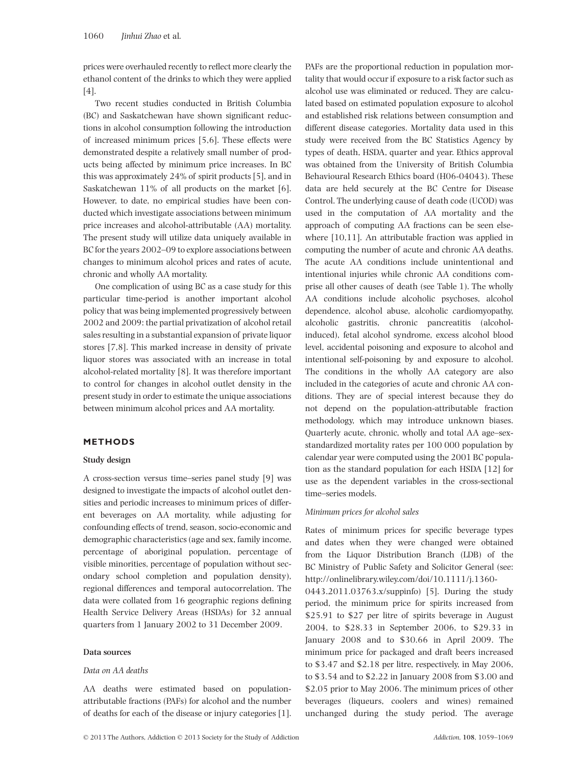prices were overhauled recently to reflect more clearly the ethanol content of the drinks to which they were applied [4].

Two recent studies conducted in British Columbia (BC) and Saskatchewan have shown significant reductions in alcohol consumption following the introduction of increased minimum prices [5,6]. These effects were demonstrated despite a relatively small number of products being affected by minimum price increases. In BC this was approximately 24% of spirit products [5], and in Saskatchewan 11% of all products on the market [6]. However, to date, no empirical studies have been conducted which investigate associations between minimum price increases and alcohol-attributable (AA) mortality. The present study will utilize data uniquely available in BC for the years 2002–09 to explore associations between changes to minimum alcohol prices and rates of acute, chronic and wholly AA mortality.

One complication of using BC as a case study for this particular time-period is another important alcohol policy that was being implemented progressively between 2002 and 2009: the partial privatization of alcohol retail sales resulting in a substantial expansion of private liquor stores [7,8]. This marked increase in density of private liquor stores was associated with an increase in total alcohol-related mortality [8]. It was therefore important to control for changes in alcohol outlet density in the present study in order to estimate the unique associations between minimum alcohol prices and AA mortality.

## METHODS

### Study design

A cross-section versus time–series panel study [9] was designed to investigate the impacts of alcohol outlet densities and periodic increases to minimum prices of different beverages on AA mortality, while adjusting for confounding effects of trend, season, socio-economic and demographic characteristics (age and sex, family income, percentage of aboriginal population, percentage of visible minorities, percentage of population without secondary school completion and population density), regional differences and temporal autocorrelation. The data were collated from 16 geographic regions defining Health Service Delivery Areas (HSDAs) for 32 annual quarters from 1 January 2002 to 31 December 2009.

### Data sources

#### *Data on AA deaths*

AA deaths were estimated based on population-attributable fractions (PAFs) for alcohol and the number of deaths for each of the disease or injury categories [1]. PAFs are the proportional reduction in population mortality that would occur if exposure to a risk factor such as alcohol use was eliminated or reduced. They are calculated based on estimated population exposure to alcohol and established risk relations between consumption and different disease categories. Mortality data used in this study were received from the BC Statistics Agency by types of death, HSDA, quarter and year. Ethics approval was obtained from the University of British Columbia Behavioural Research Ethics board (H06-04043). These data are held securely at the BC Centre for Disease Control. The underlying cause of death code (UCOD) was used in the computation of AA mortality and the approach of computing AA fractions can be seen elsewhere [10,11]. An attributable fraction was applied in computing the number of acute and chronic AA deaths. The acute AA conditions include unintentional and intentional injuries while chronic AA conditions comprise all other causes of death (see Table 1). The wholly AA conditions include alcoholic psychoses, alcohol dependence, alcohol abuse, alcoholic cardiomyopathy, alcoholic gastritis, chronic pancreatitis (alcohol-induced), fetal alcohol syndrome, excess alcohol blood level, accidental poisoning and exposure to alcohol and intentional self-poisoning by and exposure to alcohol. The conditions in the wholly AA category are also included in the categories of acute and chronic AA conditions. They are of special interest because they do not depend on the population-attributable fraction methodology, which may introduce unknown biases. Quarterly acute, chronic, wholly and total AA age–sex-standardized mortality rates per 100 000 population by calendar year were computed using the 2001 BC population as the standard population for each HSDA [12] for use as the dependent variables in the cross-sectional time–series models.

#### *Minimum prices for alcohol sales*

Rates of minimum prices for specific beverage types and dates when they were changed were obtained from the Liquor Distribution Branch (LDB) of the BC Ministry of Public Safety and Solicitor General (see: http://onlinelibrary.wiley.com/doi/10.1111/j.1360-0443.2011.03763.x/suppinfo) [5]. During the study period, the minimum price for spirits increased from \$25.91 to \$27 per litre of spirits beverage in August 2004, to \$28.33 in September 2006, to \$29.33 in January 2008 and to \$30.66 in April 2009. The minimum price for packaged and draft beers increased to \$3.47 and \$2.18 per litre, respectively, in May 2006, to \$3.54 and to \$2.22 in January 2008 from \$3.00 and \$2.05 prior to May 2006. The minimum prices of other beverages (liqueurs, coolers and wines) remained unchanged during the study period. The average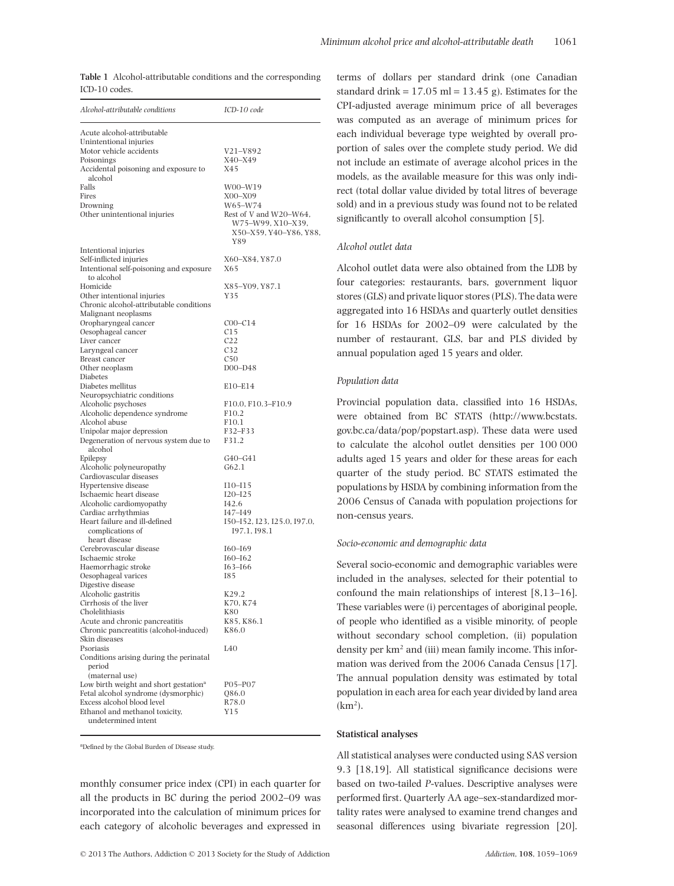**Table 1** Alcohol-attributable conditions and the corresponding ICD-10 codes.

| *Alcohol-attributable conditions* | *ICD-10 code* |
|---|---|
| Acute alcohol-attributable | |
| Unintentional injuries | |
| Motor vehicle accidents | V21–V892 |
| Poisonings | X40–X49 |
| Accidental poisoning and exposure to alcohol | X45 |
| Falls | W00–W19 |
| Fires | X00–X09 |
| Drowning | W65–W74 |
| Other unintentional injuries | Rest of V and W20–W64, W75–W99, X10–X39, X50–X59, Y40–Y86, Y88, Y89 |
| Intentional injuries | |
| Self-inflicted injuries | X60–X84, Y87.0 |
| Intentional self-poisoning and exposure to alcohol | X65 |
| Homicide | X85–Y09, Y87.1 |
| Other intentional injuries | Y35 |
| Chronic alcohol-attributable conditions | |
| Malignant neoplasms | |
| Oropharyngeal cancer | C00–C14 |
| Oesophageal cancer | C15 |
| Liver cancer | C22 |
| Laryngeal cancer | C32 |
| Breast cancer | C50 |
| Other neoplasm | D00–D48 |
| Diabetes | |
| Diabetes mellitus | E10–E14 |
| Neuropsychiatric conditions | |
| Alcoholic psychoses | F10.0, F10.3–F10.9 |
| Alcoholic dependence syndrome | F10.2 |
| Alcohol abuse | F10.1 |
| Unipolar major depression | F32–F33 |
| Degeneration of nervous system due to alcohol | F31.2 |
| Epilepsy | G40–G41 |
| Alcoholic polyneuropathy | G62.1 |
| Cardiovascular diseases | |
| Hypertensive disease | I10–I15 |
| Ischaemic heart disease | I20–I25 |
| Alcoholic cardiomyopathy | I42.6 |
| Cardiac arrhythmias | I47–I49 |
| Heart failure and ill-defined complications of heart disease | I50–I52, I23, I25.0, I97.0, I97.1, I98.1 |
| Cerebrovascular disease | I60–I69 |
| Ischaemic stroke | I60–I62 |
| Haemorrhagic stroke | I63–I66 |
| Oesophageal varices | I85 |
| Digestive disease | |
| Alcoholic gastritis | K29.2 |
| Cirrhosis of the liver | K70, K74 |
| Cholelithiasis | K80 |
| Acute and chronic pancreatitis | K85, K86.1 |
| Chronic pancreatitis (alcohol-induced) | K86.0 |
| Skin diseases | |
| Psoriasis | L40 |
| Conditions arising during the perinatal period (maternal use) | |
| Low birth weight and short gestation[a] | P05–P07 |
| Fetal alcohol syndrome (dysmorphic) | Q86.0 |
| Excess alcohol blood level | R78.0 |
| Ethanol and methanol toxicity, undetermined intent | Y15 |

[a]Defined by the Global Burden of Disease study.

monthly consumer price index (CPI) in each quarter for all the products in BC during the period 2002–09 was incorporated into the calculation of minimum prices for each category of alcoholic beverages and expressed in terms of dollars per standard drink (one Canadian standard drink = 17.05 ml = 13.45 g). Estimates for the CPI-adjusted average minimum price of all beverages was computed as an average of minimum prices for each individual beverage type weighted by overall proportion of sales over the complete study period. We did not include an estimate of average alcohol prices in the models, as the available measure for this was only indirect (total dollar value divided by total litres of beverage sold) and in a previous study was found not to be related significantly to overall alcohol consumption [5].

### *Alcohol outlet data*

Alcohol outlet data were also obtained from the LDB by four categories: restaurants, bars, government liquor stores (GLS) and private liquor stores (PLS). The data were aggregated into 16 HSDAs and quarterly outlet densities for 16 HSDAs for 2002–09 were calculated by the number of restaurant, GLS, bar and PLS divided by annual population aged 15 years and older.

### *Population data*

Provincial population data, classified into 16 HSDAs, were obtained from BC STATS (http://www.bcstats.gov.bc.ca/data/pop/popstart.asp). These data were used to calculate the alcohol outlet densities per 100 000 adults aged 15 years and older for these areas for each quarter of the study period. BC STATS estimated the populations by HSDA by combining information from the 2006 Census of Canada with population projections for non-census years.

### *Socio-economic and demographic data*

Several socio-economic and demographic variables were included in the analyses, selected for their potential to confound the main relationships of interest [8,13–16]. These variables were (i) percentages of aboriginal people, of people who identified as a visible minority, of people without secondary school completion, (ii) population density per km$^2$ and (iii) mean family income. This information was derived from the 2006 Canada Census [17]. The annual population density was estimated by total population in each area for each year divided by land area (km$^2$).

## Statistical analyses

All statistical analyses were conducted using SAS version 9.3 [18,19]. All statistical significance decisions were based on two-tailed *P*-values. Descriptive analyses were performed first. Quarterly AA age–sex-standardized mortality rates were analysed to examine trend changes and seasonal differences using bivariate regression [20].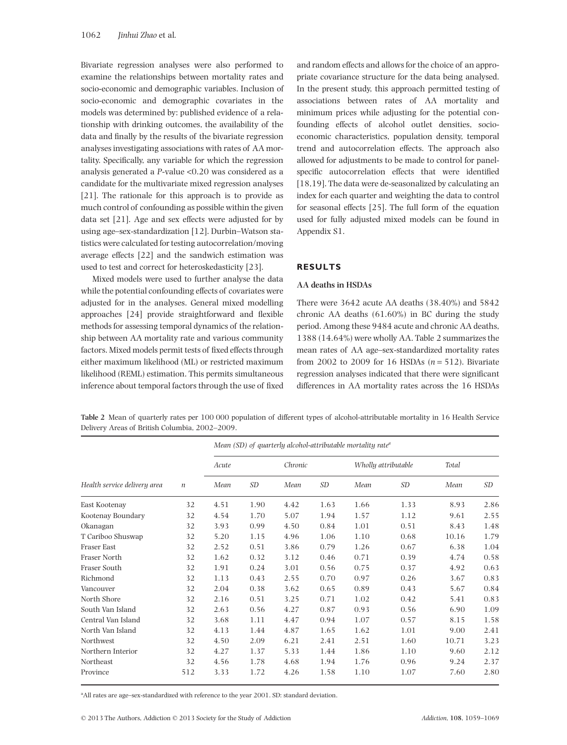Bivariate regression analyses were also performed to examine the relationships between mortality rates and socio-economic and demographic variables. Inclusion of socio-economic and demographic covariates in the models was determined by: published evidence of a relationship with drinking outcomes, the availability of the data and finally by the results of the bivariate regression analyses investigating associations with rates of AA mortality. Specifically, any variable for which the regression analysis generated a $P$-value <0.20 was considered as a candidate for the multivariate mixed regression analyses [21]. The rationale for this approach is to provide as much control of confounding as possible within the given data set [21]. Age and sex effects were adjusted for by using age–sex-standardization [12]. Durbin–Watson statistics were calculated for testing autocorrelation/moving average effects [22] and the sandwich estimation was used to test and correct for heteroskedasticity [23].

Mixed models were used to further analyse the data while the potential confounding effects of covariates were adjusted for in the analyses. General mixed modelling approaches [24] provide straightforward and flexible methods for assessing temporal dynamics of the relationship between AA mortality rate and various community factors. Mixed models permit tests of fixed effects through either maximum likelihood (ML) or restricted maximum likelihood (REML) estimation. This permits simultaneous inference about temporal factors through the use of fixed and random effects and allows for the choice of an appropriate covariance structure for the data being analysed. In the present study, this approach permitted testing of associations between rates of AA mortality and minimum prices while adjusting for the potential confounding effects of alcohol outlet densities, socio-economic characteristics, population density, temporal trend and autocorrelation effects. The approach also allowed for adjustments to be made to control for panel-specific autocorrelation effects that were identified [18,19]. The data were de-seasonalized by calculating an index for each quarter and weighting the data to control for seasonal effects [25]. The full form of the equation used for fully adjusted mixed models can be found in Appendix S1.

## RESULTS

### AA deaths in HSDAs

There were 3642 acute AA deaths (38.40%) and 5842 chronic AA deaths (61.60%) in BC during the study period. Among these 9484 acute and chronic AA deaths, 1388 (14.64%) were wholly AA. Table 2 summarizes the mean rates of AA age–sex-standardized mortality rates from 2002 to 2009 for 16 HSDAs ($n = 512$). Bivariate regression analyses indicated that there were significant differences in AA mortality rates across the 16 HSDAs

**Table 2** Mean of quarterly rates per 100 000 population of different types of alcohol-attributable mortality in 16 Health Service Delivery Areas of British Columbia, 2002–2009.

| | | *Mean (SD) of quarterly alcohol-attributable mortality rate*[a] | | | | | | | |
|---|---|---|---|---|---|---|---|---|---|
| | | *Acute* | | *Chronic* | | *Wholly attributable* | | *Total* | |
| *Health service delivery area* | *n* | *Mean* | *SD* | *Mean* | *SD* | *Mean* | *SD* | *Mean* | *SD* |
| East Kootenay | 32 | 4.51 | 1.90 | 4.42 | 1.63 | 1.66 | 1.33 | 8.93 | 2.86 |
| Kootenay Boundary | 32 | 4.54 | 1.70 | 5.07 | 1.94 | 1.57 | 1.12 | 9.61 | 2.55 |
| Okanagan | 32 | 3.93 | 0.99 | 4.50 | 0.84 | 1.01 | 0.51 | 8.43 | 1.48 |
| T Cariboo Shuswap | 32 | 5.20 | 1.15 | 4.96 | 1.06 | 1.10 | 0.68 | 10.16 | 1.79 |
| Fraser East | 32 | 2.52 | 0.51 | 3.86 | 0.79 | 1.26 | 0.67 | 6.38 | 1.04 |
| Fraser North | 32 | 1.62 | 0.32 | 3.12 | 0.46 | 0.71 | 0.39 | 4.74 | 0.58 |
| Fraser South | 32 | 1.91 | 0.24 | 3.01 | 0.56 | 0.75 | 0.37 | 4.92 | 0.63 |
| Richmond | 32 | 1.13 | 0.43 | 2.55 | 0.70 | 0.97 | 0.26 | 3.67 | 0.83 |
| Vancouver | 32 | 2.04 | 0.38 | 3.62 | 0.65 | 0.89 | 0.43 | 5.67 | 0.84 |
| North Shore | 32 | 2.16 | 0.51 | 3.25 | 0.71 | 1.02 | 0.42 | 5.41 | 0.83 |
| South Van Island | 32 | 2.63 | 0.56 | 4.27 | 0.87 | 0.93 | 0.56 | 6.90 | 1.09 |
| Central Van Island | 32 | 3.68 | 1.11 | 4.47 | 0.94 | 1.07 | 0.57 | 8.15 | 1.58 |
| North Van Island | 32 | 4.13 | 1.44 | 4.87 | 1.65 | 1.62 | 1.01 | 9.00 | 2.41 |
| Northwest | 32 | 4.50 | 2.09 | 6.21 | 2.41 | 2.51 | 1.60 | 10.71 | 3.23 |
| Northern Interior | 32 | 4.27 | 1.37 | 5.33 | 1.44 | 1.86 | 1.10 | 9.60 | 2.12 |
| Northeast | 32 | 4.56 | 1.78 | 4.68 | 1.94 | 1.76 | 0.96 | 9.24 | 2.37 |
| Province | 512 | 3.33 | 1.72 | 4.26 | 1.58 | 1.10 | 1.07 | 7.60 | 2.80 |

[a]All rates are age–sex-standardized with reference to the year 2001. SD: standard deviation.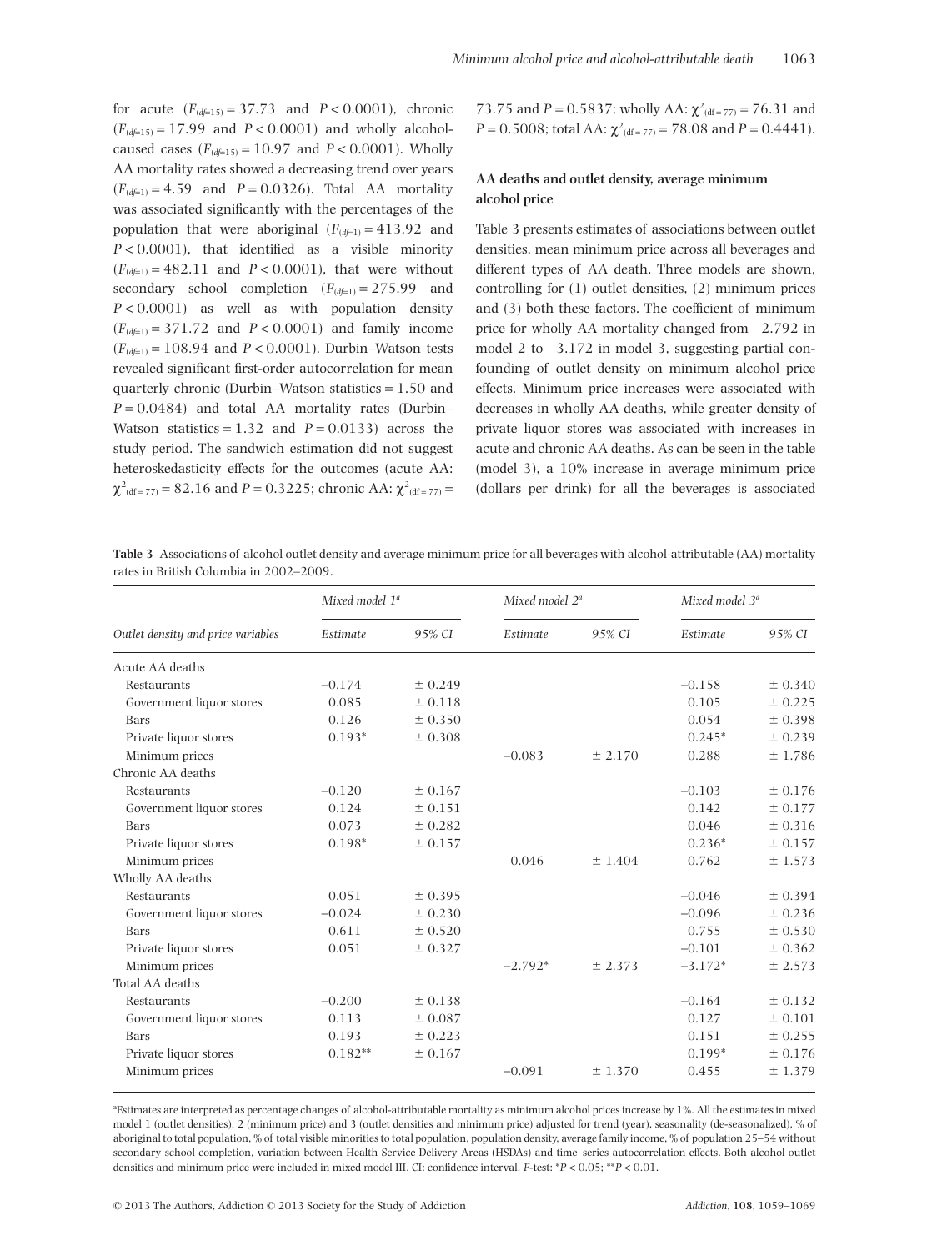for acute ($F_{(df=15)} = 37.73$ and $P < 0.0001$), chronic ($F_{(df=15)} = 17.99$ and $P < 0.0001$) and wholly alcohol-caused cases ($F_{(df=15)} = 10.97$ and $P < 0.0001$). Wholly AA mortality rates showed a decreasing trend over years ($F_{(df=1)} = 4.59$ and $P = 0.0326$). Total AA mortality was associated significantly with the percentages of the population that were aboriginal ($F_{(df=1)} = 413.92$ and $P < 0.0001$), that identified as a visible minority ($F_{(df=1)} = 482.11$ and $P < 0.0001$), that were without secondary school completion ($F_{(df=1)} = 275.99$ and $P < 0.0001$) as well as with population density ($F_{(df=1)} = 371.72$ and $P < 0.0001$) and family income ($F_{(df=1)} = 108.94$ and $P < 0.0001$). Durbin–Watson tests revealed significant first-order autocorrelation for mean quarterly chronic (Durbin–Watson statistics = 1.50 and $P = 0.0484$) and total AA mortality rates (Durbin–Watson statistics = 1.32 and $P = 0.0133$) across the study period. The sandwich estimation did not suggest heteroskedasticity effects for the outcomes (acute AA: $\chi^2_{(df=77)} = 82.16$ and $P = 0.3225$; chronic AA: $\chi^2_{(df=77)} = 73.75$ and $P = 0.5837$; wholly AA: $\chi^2_{(df=77)} = 76.31$ and $P = 0.5008$; total AA: $\chi^2_{(df=77)} = 78.08$ and $P = 0.4441$).

### AA deaths and outlet density, average minimum alcohol price

Table 3 presents estimates of associations between outlet densities, mean minimum price across all beverages and different types of AA death. Three models are shown, controlling for (1) outlet densities, (2) minimum prices and (3) both these factors. The coefficient of minimum price for wholly AA mortality changed from −2.792 in model 2 to −3.172 in model 3, suggesting partial confounding of outlet density on minimum alcohol price effects. Minimum price increases were associated with decreases in wholly AA deaths, while greater density of private liquor stores was associated with increases in acute and chronic AA deaths. As can be seen in the table (model 3), a 10% increase in average minimum price (dollars per drink) for all the beverages is associated

**Table 3** Associations of alcohol outlet density and average minimum price for all beverages with alcohol-attributable (AA) mortality rates in British Columbia in 2002–2009.

| | *Mixed model 1*[a] | | *Mixed model 2*[a] | | *Mixed model 3*[a] | |
|---|---|---|---|---|---|---|
| *Outlet density and price variables* | *Estimate* | *95% CI* | *Estimate* | *95% CI* | *Estimate* | *95% CI* |
| Acute AA deaths | | | | | | |
| Restaurants | −0.174 | ± 0.249 | | | −0.158 | ± 0.340 |
| Government liquor stores | 0.085 | ± 0.118 | | | 0.105 | ± 0.225 |
| Bars | 0.126 | ± 0.350 | | | 0.054 | ± 0.398 |
| Private liquor stores | 0.193* | ± 0.308 | | | 0.245* | ± 0.239 |
| Minimum prices | | | −0.083 | ± 2.170 | 0.288 | ± 1.786 |
| Chronic AA deaths | | | | | | |
| Restaurants | −0.120 | ± 0.167 | | | −0.103 | ± 0.176 |
| Government liquor stores | 0.124 | ± 0.151 | | | 0.142 | ± 0.177 |
| Bars | 0.073 | ± 0.282 | | | 0.046 | ± 0.316 |
| Private liquor stores | 0.198* | ± 0.157 | | | 0.236* | ± 0.157 |
| Minimum prices | | | 0.046 | ± 1.404 | 0.762 | ± 1.573 |
| Wholly AA deaths | | | | | | |
| Restaurants | 0.051 | ± 0.395 | | | −0.046 | ± 0.394 |
| Government liquor stores | −0.024 | ± 0.230 | | | −0.096 | ± 0.236 |
| Bars | 0.611 | ± 0.520 | | | 0.755 | ± 0.530 |
| Private liquor stores | 0.051 | ± 0.327 | | | −0.101 | ± 0.362 |
| Minimum prices | | | −2.792* | ± 2.373 | −3.172* | ± 2.573 |
| Total AA deaths | | | | | | |
| Restaurants | −0.200 | ± 0.138 | | | −0.164 | ± 0.132 |
| Government liquor stores | 0.113 | ± 0.087 | | | 0.127 | ± 0.101 |
| Bars | 0.193 | ± 0.223 | | | 0.151 | ± 0.255 |
| Private liquor stores | 0.182** | ± 0.167 | | | 0.199* | ± 0.176 |
| Minimum prices | | | −0.091 | ± 1.370 | 0.455 | ± 1.379 |

[a]Estimates are interpreted as percentage changes of alcohol-attributable mortality as minimum alcohol prices increase by 1%. All the estimates in mixed model 1 (outlet densities), 2 (minimum price) and 3 (outlet densities and minimum price) adjusted for trend (year), seasonality (de-seasonalized), % of aboriginal to total population, % of total visible minorities to total population, population density, average family income, % of population 25–54 without secondary school completion, variation between Health Service Delivery Areas (HSDAs) and time–series autocorrelation effects. Both alcohol outlet densities and minimum price were included in mixed model III. CI: confidence interval. F-test: *$P < 0.05$; **$P < 0.01$.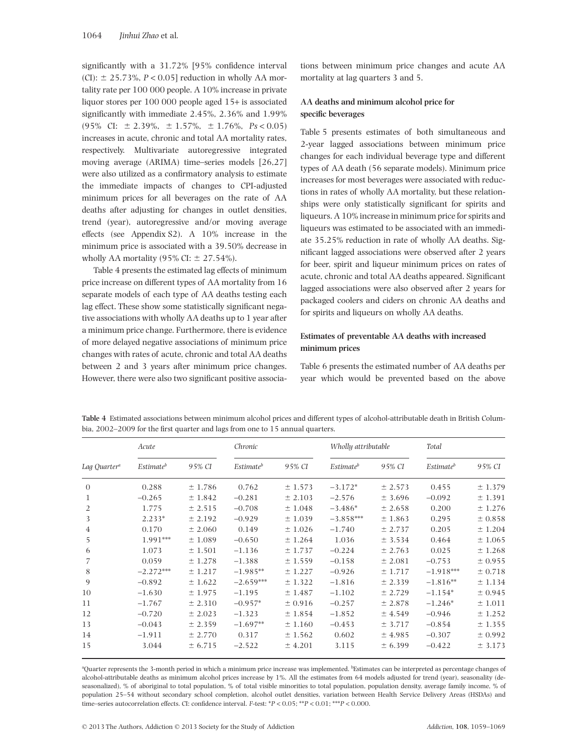significantly with a 31.72% [95% confidence interval (CI): ± 25.73%, $P < 0.05$] reduction in wholly AA mortality rate per 100 000 people. A 10% increase in private liquor stores per 100 000 people aged 15+ is associated significantly with immediate 2.45%, 2.36% and 1.99% (95% CI: ± 2.39%, ± 1.57%, ± 1.76%, $Ps < 0.05$) increases in acute, chronic and total AA mortality rates, respectively. Multivariate autoregressive integrated moving average (ARIMA) time–series models [26,27] were also utilized as a confirmatory analysis to estimate the immediate impacts of changes to CPI-adjusted minimum prices for all beverages on the rate of AA deaths after adjusting for changes in outlet densities, trend (year), autoregressive and/or moving average effects (see Appendix S2). A 10% increase in the minimum price is associated with a 39.50% decrease in wholly AA mortality (95% CI: ± 27.54%).

Table 4 presents the estimated lag effects of minimum price increase on different types of AA mortality from 16 separate models of each type of AA deaths testing each lag effect. These show some statistically significant negative associations with wholly AA deaths up to 1 year after a minimum price change. Furthermore, there is evidence of more delayed negative associations of minimum price changes with rates of acute, chronic and total AA deaths between 2 and 3 years after minimum price changes. However, there were also two significant positive associations between minimum price changes and acute AA mortality at lag quarters 3 and 5.

### AA deaths and minimum alcohol price for specific beverages

Table 5 presents estimates of both simultaneous and 2-year lagged associations between minimum price changes for each individual beverage type and different types of AA death (56 separate models). Minimum price increases for most beverages were associated with reductions in rates of wholly AA mortality, but these relationships were only statistically significant for spirits and liqueurs. A 10% increase in minimum price for spirits and liqueurs was estimated to be associated with an immediate 35.25% reduction in rate of wholly AA deaths. Significant lagged associations were observed after 2 years for beer, spirit and liqueur minimum prices on rates of acute, chronic and total AA deaths appeared. Significant lagged associations were also observed after 2 years for packaged coolers and ciders on chronic AA deaths and for spirits and liqueurs on wholly AA deaths.

### Estimates of preventable AA deaths with increased minimum prices

Table 6 presents the estimated number of AA deaths per year which would be prevented based on the above

**Table 4** Estimated associations between minimum alcohol prices and different types of alcohol-attributable death in British Columbia, 2002–2009 for the first quarter and lags from one to 15 annual quarters.

| | *Acute* | | *Chronic* | | *Wholly attributable* | | *Total* | |
|---|---|---|---|---|---|---|---|---|
| *Lag Quarter*[a] | *Estimate*[b] | *95% CI* | *Estimate*[b] | *95% CI* | *Estimate*[b] | *95% CI* | *Estimate*[b] | *95% CI* |
| 0 | 0.288 | ± 1.786 | 0.762 | ± 1.573 | −3.172* | ± 2.573 | 0.455 | ± 1.379 |
| 1 | −0.265 | ± 1.842 | −0.281 | ± 2.103 | −2.576 | ± 3.696 | −0.092 | ± 1.391 |
| 2 | 1.775 | ± 2.515 | −0.708 | ± 1.048 | −3.486* | ± 2.658 | 0.200 | ± 1.276 |
| 3 | 2.233* | ± 2.192 | −0.929 | ± 1.039 | −3.858*** | ± 1.863 | 0.295 | ± 0.858 |
| 4 | 0.170 | ± 2.060 | 0.149 | ± 1.026 | −1.740 | ± 2.737 | 0.205 | ± 1.204 |
| 5 | 1.991*** | ± 1.089 | −0.650 | ± 1.264 | 1.036 | ± 3.534 | 0.464 | ± 1.065 |
| 6 | 1.073 | ± 1.501 | −1.136 | ± 1.737 | −0.224 | ± 2.763 | 0.025 | ± 1.268 |
| 7 | 0.059 | ± 1.278 | −1.388 | ± 1.559 | −0.158 | ± 2.081 | −0.753 | ± 0.955 |
| 8 | −2.272*** | ± 1.217 | −1.985** | ± 1.227 | −0.926 | ± 1.717 | −1.918*** | ± 0.718 |
| 9 | −0.892 | ± 1.622 | −2.659*** | ± 1.322 | −1.816 | ± 2.339 | −1.816** | ± 1.134 |
| 10 | −1.630 | ± 1.975 | −1.195 | ± 1.487 | −1.102 | ± 2.729 | −1.154* | ± 0.945 |
| 11 | −1.767 | ± 2.310 | −0.957* | ± 0.916 | −0.257 | ± 2.878 | −1.246* | ± 1.011 |
| 12 | −0.720 | ± 2.023 | −1.323 | ± 1.854 | −1.852 | ± 4.549 | −0.946 | ± 1.252 |
| 13 | −0.043 | ± 2.359 | −1.697** | ± 1.160 | −0.453 | ± 3.717 | −0.854 | ± 1.355 |
| 14 | −1.911 | ± 2.770 | 0.317 | ± 1.562 | 0.602 | ± 4.985 | −0.307 | ± 0.992 |
| 15 | 3.044 | ± 6.715 | −2.522 | ± 4.201 | 3.115 | ± 6.399 | −0.422 | ± 3.173 |

[a]Quarter represents the 3-month period in which a minimum price increase was implemented. [b]Estimates can be interpreted as percentage changes of alcohol-attributable deaths as minimum alcohol prices increase by 1%. All the estimates from 64 models adjusted for trend (year), seasonality (deseasonalized), % of aboriginal to total population, % of total visible minorities to total population, population density, average family income, % of population 25–54 without secondary school completion, alcohol outlet densities, variation between Health Service Delivery Areas (HSDAs) and time–series autocorrelation effects. CI: confidence interval. *F*-test: *$P < 0.05$; **$P < 0.01$; ***$P < 0.000$.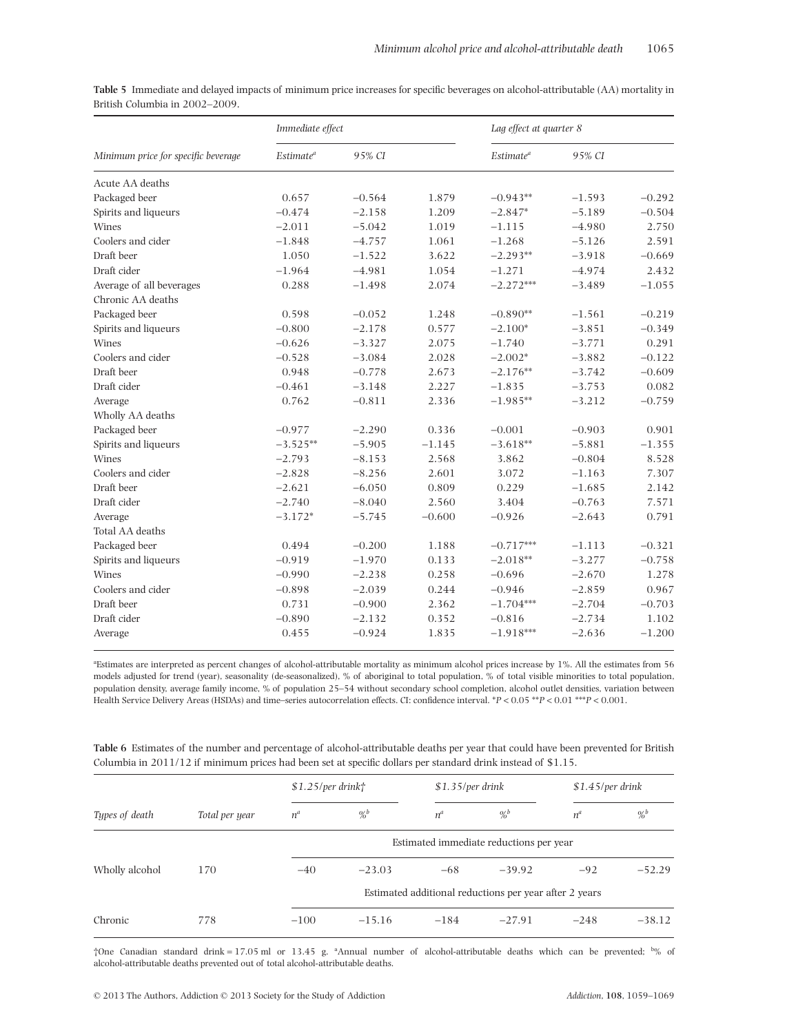**Table 5** Immediate and delayed impacts of minimum price increases for specific beverages on alcohol-attributable (AA) mortality in British Columbia in 2002–2009.

| Minimum price for specific beverage | Immediate effect | | | Lag effect at quarter 8 | | |
|---|---|---|---|---|---|---|
| | *Estimate*[a] | *95% CI* | | *Estimate*[a] | *95% CI* | |
| Acute AA deaths | | | | | | |
| Packaged beer | 0.657 | −0.564 | 1.879 | −0.943** | −1.593 | −0.292 |
| Spirits and liqueurs | −0.474 | −2.158 | 1.209 | −2.847* | −5.189 | −0.504 |
| Wines | −2.011 | −5.042 | 1.019 | −1.115 | −4.980 | 2.750 |
| Coolers and cider | −1.848 | −4.757 | 1.061 | −1.268 | −5.126 | 2.591 |
| Draft beer | 1.050 | −1.522 | 3.622 | −2.293** | −3.918 | −0.669 |
| Draft cider | −1.964 | −4.981 | 1.054 | −1.271 | −4.974 | 2.432 |
| Average of all beverages | 0.288 | −1.498 | 2.074 | −2.272*** | −3.489 | −1.055 |
| Chronic AA deaths | | | | | | |
| Packaged beer | 0.598 | −0.052 | 1.248 | −0.890** | −1.561 | −0.219 |
| Spirits and liqueurs | −0.800 | −2.178 | 0.577 | −2.100* | −3.851 | −0.349 |
| Wines | −0.626 | −3.327 | 2.075 | −1.740 | −3.771 | 0.291 |
| Coolers and cider | −0.528 | −3.084 | 2.028 | −2.002* | −3.882 | −0.122 |
| Draft beer | 0.948 | −0.778 | 2.673 | −2.176** | −3.742 | −0.609 |
| Draft cider | −0.461 | −3.148 | 2.227 | −1.835 | −3.753 | 0.082 |
| Average | 0.762 | −0.811 | 2.336 | −1.985** | −3.212 | −0.759 |
| Wholly AA deaths | | | | | | |
| Packaged beer | −0.977 | −2.290 | 0.336 | −0.001 | −0.903 | 0.901 |
| Spirits and liqueurs | −3.525** | −5.905 | −1.145 | −3.618** | −5.881 | −1.355 |
| Wines | −2.793 | −8.153 | 2.568 | 3.862 | −0.804 | 8.528 |
| Coolers and cider | −2.828 | −8.256 | 2.601 | 3.072 | −1.163 | 7.307 |
| Draft beer | −2.621 | −6.050 | 0.809 | 0.229 | −1.685 | 2.142 |
| Draft cider | −2.740 | −8.040 | 2.560 | 3.404 | −0.763 | 7.571 |
| Average | −3.172* | −5.745 | −0.600 | −0.926 | −2.643 | 0.791 |
| Total AA deaths | | | | | | |
| Packaged beer | 0.494 | −0.200 | 1.188 | −0.717*** | −1.113 | −0.321 |
| Spirits and liqueurs | −0.919 | −1.970 | 0.133 | −2.018** | −3.277 | −0.758 |
| Wines | −0.990 | −2.238 | 0.258 | −0.696 | −2.670 | 1.278 |
| Coolers and cider | −0.898 | −2.039 | 0.244 | −0.946 | −2.859 | 0.967 |
| Draft beer | 0.731 | −0.900 | 2.362 | −1.704*** | −2.704 | −0.703 |
| Draft cider | −0.890 | −2.132 | 0.352 | −0.816 | −2.734 | 1.102 |
| Average | 0.455 | −0.924 | 1.835 | −1.918*** | −2.636 | −1.200 |

[a]Estimates are interpreted as percent changes of alcohol-attributable mortality as minimum alcohol prices increase by 1%. All the estimates from 56 models adjusted for trend (year), seasonality (de-seasonalized), % of aboriginal to total population, % of total visible minorities to total population, population density, average family income, % of population 25–54 without secondary school completion, alcohol outlet densities, variation between Health Service Delivery Areas (HSDAs) and time–series autocorrelation effects. CI: confidence interval. *$P < 0.05$ **$P < 0.01$ ***$P < 0.001$.

**Table 6** Estimates of the number and percentage of alcohol-attributable deaths per year that could have been prevented for British Columbia in 2011/12 if minimum prices had been set at specific dollars per standard drink instead of $1.15.

| Types of death | Total per year | *$1.25/per drink*† | | *$1.35/per drink* | | *$1.45/per drink* | |
|---|---|---|---|---|---|---|---|
| | | *n*[a] | *%*[b] | *n*[a] | *%*[b] | *n*[a] | *%*[b] |
| | | Estimated immediate reductions per year | | | | | |
| Wholly alcohol | 170 | −40 | −23.03 | −68 | −39.92 | −92 | −52.29 |
| | | Estimated additional reductions per year after 2 years | | | | | |
| Chronic | 778 | −100 | −15.16 | −184 | −27.91 | −248 | −38.12 |

†One Canadian standard drink = 17.05 ml or 13.45 g. [a]Annual number of alcohol-attributable deaths which can be prevented; [b]% of alcohol-attributable deaths prevented out of total alcohol-attributable deaths.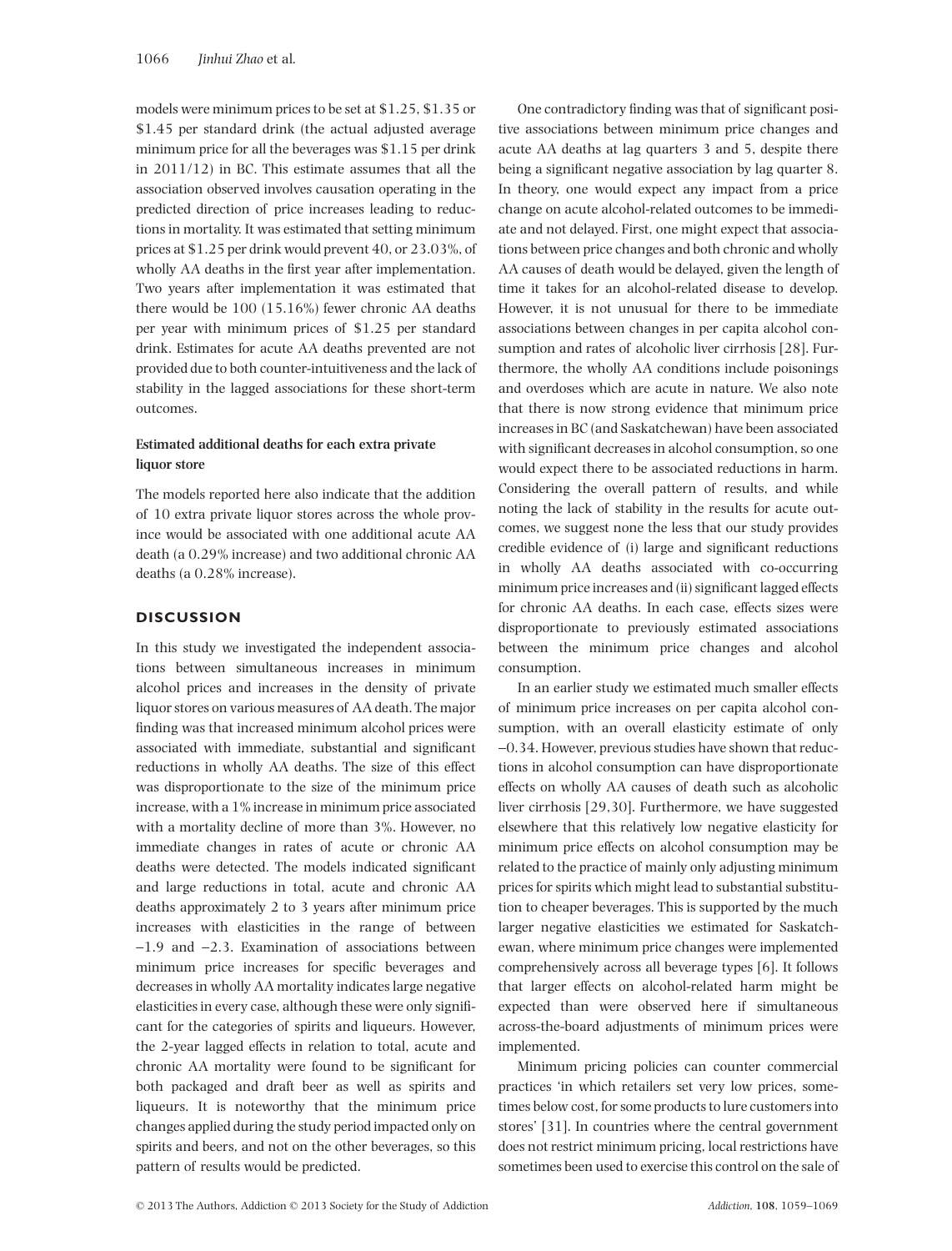models were minimum prices to be set at \$1.25, \$1.35 or \$1.45 per standard drink (the actual adjusted average minimum price for all the beverages was \$1.15 per drink in 2011/12) in BC. This estimate assumes that all the association observed involves causation operating in the predicted direction of price increases leading to reductions in mortality. It was estimated that setting minimum prices at \$1.25 per drink would prevent 40, or 23.03%, of wholly AA deaths in the first year after implementation. Two years after implementation it was estimated that there would be 100 (15.16%) fewer chronic AA deaths per year with minimum prices of \$1.25 per standard drink. Estimates for acute AA deaths prevented are not provided due to both counter-intuitiveness and the lack of stability in the lagged associations for these short-term outcomes.

### Estimated additional deaths for each extra private liquor store

The models reported here also indicate that the addition of 10 extra private liquor stores across the whole province would be associated with one additional acute AA death (a 0.29% increase) and two additional chronic AA deaths (a 0.28% increase).

## DISCUSSION

In this study we investigated the independent associations between simultaneous increases in minimum alcohol prices and increases in the density of private liquor stores on various measures of AA death. The major finding was that increased minimum alcohol prices were associated with immediate, substantial and significant reductions in wholly AA deaths. The size of this effect was disproportionate to the size of the minimum price increase, with a 1% increase in minimum price associated with a mortality decline of more than 3%. However, no immediate changes in rates of acute or chronic AA deaths were detected. The models indicated significant and large reductions in total, acute and chronic AA deaths approximately 2 to 3 years after minimum price increases with elasticities in the range of between −1.9 and −2.3. Examination of associations between minimum price increases for specific beverages and decreases in wholly AA mortality indicates large negative elasticities in every case, although these were only significant for the categories of spirits and liqueurs. However, the 2-year lagged effects in relation to total, acute and chronic AA mortality were found to be significant for both packaged and draft beer as well as spirits and liqueurs. It is noteworthy that the minimum price changes applied during the study period impacted only on spirits and beers, and not on the other beverages, so this pattern of results would be predicted.

One contradictory finding was that of significant positive associations between minimum price changes and acute AA deaths at lag quarters 3 and 5, despite there being a significant negative association by lag quarter 8. In theory, one would expect any impact from a price change on acute alcohol-related outcomes to be immediate and not delayed. First, one might expect that associations between price changes and both chronic and wholly AA causes of death would be delayed, given the length of time it takes for an alcohol-related disease to develop. However, it is not unusual for there to be immediate associations between changes in per capita alcohol consumption and rates of alcoholic liver cirrhosis [28]. Furthermore, the wholly AA conditions include poisonings and overdoses which are acute in nature. We also note that there is now strong evidence that minimum price increases in BC (and Saskatchewan) have been associated with significant decreases in alcohol consumption, so one would expect there to be associated reductions in harm. Considering the overall pattern of results, and while noting the lack of stability in the results for acute outcomes, we suggest none the less that our study provides credible evidence of (i) large and significant reductions in wholly AA deaths associated with co-occurring minimum price increases and (ii) significant lagged effects for chronic AA deaths. In each case, effects sizes were disproportionate to previously estimated associations between the minimum price changes and alcohol consumption.

In an earlier study we estimated much smaller effects of minimum price increases on per capita alcohol consumption, with an overall elasticity estimate of only −0.34. However, previous studies have shown that reductions in alcohol consumption can have disproportionate effects on wholly AA causes of death such as alcoholic liver cirrhosis [29,30]. Furthermore, we have suggested elsewhere that this relatively low negative elasticity for minimum price effects on alcohol consumption may be related to the practice of mainly only adjusting minimum prices for spirits which might lead to substantial substitution to cheaper beverages. This is supported by the much larger negative elasticities we estimated for Saskatchewan, where minimum price changes were implemented comprehensively across all beverage types [6]. It follows that larger effects on alcohol-related harm might be expected than were observed here if simultaneous across-the-board adjustments of minimum prices were implemented.

Minimum pricing policies can counter commercial practices 'in which retailers set very low prices, sometimes below cost, for some products to lure customers into stores' [31]. In countries where the central government does not restrict minimum pricing, local restrictions have sometimes been used to exercise this control on the sale of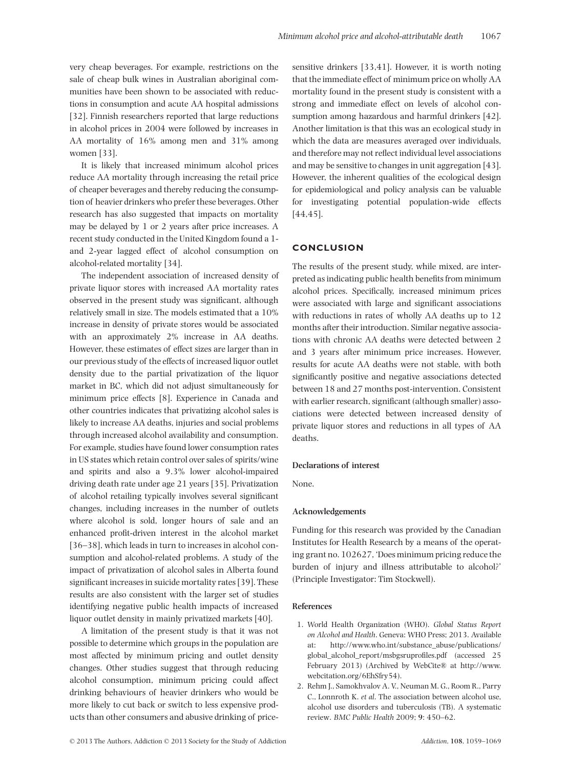very cheap beverages. For example, restrictions on the sale of cheap bulk wines in Australian aboriginal communities have been shown to be associated with reductions in consumption and acute AA hospital admissions [32]. Finnish researchers reported that large reductions in alcohol prices in 2004 were followed by increases in AA mortality of 16% among men and 31% among women [33].

It is likely that increased minimum alcohol prices reduce AA mortality through increasing the retail price of cheaper beverages and thereby reducing the consumption of heavier drinkers who prefer these beverages. Other research has also suggested that impacts on mortality may be delayed by 1 or 2 years after price increases. A recent study conducted in the United Kingdom found a 1- and 2-year lagged effect of alcohol consumption on alcohol-related mortality [34].

The independent association of increased density of private liquor stores with increased AA mortality rates observed in the present study was significant, although relatively small in size. The models estimated that a 10% increase in density of private stores would be associated with an approximately 2% increase in AA deaths. However, these estimates of effect sizes are larger than in our previous study of the effects of increased liquor outlet density due to the partial privatization of the liquor market in BC, which did not adjust simultaneously for minimum price effects [8]. Experience in Canada and other countries indicates that privatizing alcohol sales is likely to increase AA deaths, injuries and social problems through increased alcohol availability and consumption. For example, studies have found lower consumption rates in US states which retain control over sales of spirits/wine and spirits and also a 9.3% lower alcohol-impaired driving death rate under age 21 years [35]. Privatization of alcohol retailing typically involves several significant changes, including increases in the number of outlets where alcohol is sold, longer hours of sale and an enhanced profit-driven interest in the alcohol market [36–38], which leads in turn to increases in alcohol consumption and alcohol-related problems. A study of the impact of privatization of alcohol sales in Alberta found significant increases in suicide mortality rates [39]. These results are also consistent with the larger set of studies identifying negative public health impacts of increased liquor outlet density in mainly privatized markets [40].

A limitation of the present study is that it was not possible to determine which groups in the population are most affected by minimum pricing and outlet density changes. Other studies suggest that through reducing alcohol consumption, minimum pricing could affect drinking behaviours of heavier drinkers who would be more likely to cut back or switch to less expensive products than other consumers and abusive drinking of price-sensitive drinkers [33,41]. However, it is worth noting that the immediate effect of minimum price on wholly AA mortality found in the present study is consistent with a strong and immediate effect on levels of alcohol consumption among hazardous and harmful drinkers [42]. Another limitation is that this was an ecological study in which the data are measures averaged over individuals, and therefore may not reflect individual level associations and may be sensitive to changes in unit aggregation [43]. However, the inherent qualities of the ecological design for epidemiological and policy analysis can be valuable for investigating potential population-wide effects [44,45].

## CONCLUSION

The results of the present study, while mixed, are interpreted as indicating public health benefits from minimum alcohol prices. Specifically, increased minimum prices were associated with large and significant associations with reductions in rates of wholly AA deaths up to 12 months after their introduction. Similar negative associations with chronic AA deaths were detected between 2 and 3 years after minimum price increases. However, results for acute AA deaths were not stable, with both significantly positive and negative associations detected between 18 and 27 months post-intervention. Consistent with earlier research, significant (although smaller) associations were detected between increased density of private liquor stores and reductions in all types of AA deaths.

### Declarations of interest

None.

### Acknowledgements

Funding for this research was provided by the Canadian Institutes for Health Research by a means of the operating grant no. 102627, 'Does minimum pricing reduce the burden of injury and illness attributable to alcohol?' (Principle Investigator: Tim Stockwell).

### References

1. World Health Organization (WHO). *Global Status Report on Alcohol and Health*. Geneva: WHO Press; 2013. Available at: http://www.who.int/substance_abuse/publications/global_alcohol_report/msbgsruprofiles.pdf (accessed 25 February 2013) (Archived by WebCite® at http://www.webcitation.org/6EhSfry54).
2. Rehm J., Samokhvalov A. V., Neuman M. G., Room R., Parry C., Lonnroth K. *et al*. The association between alcohol use, alcohol use disorders and tuberculosis (TB). A systematic review. *BMC Public Health* 2009; **9**: 450–62.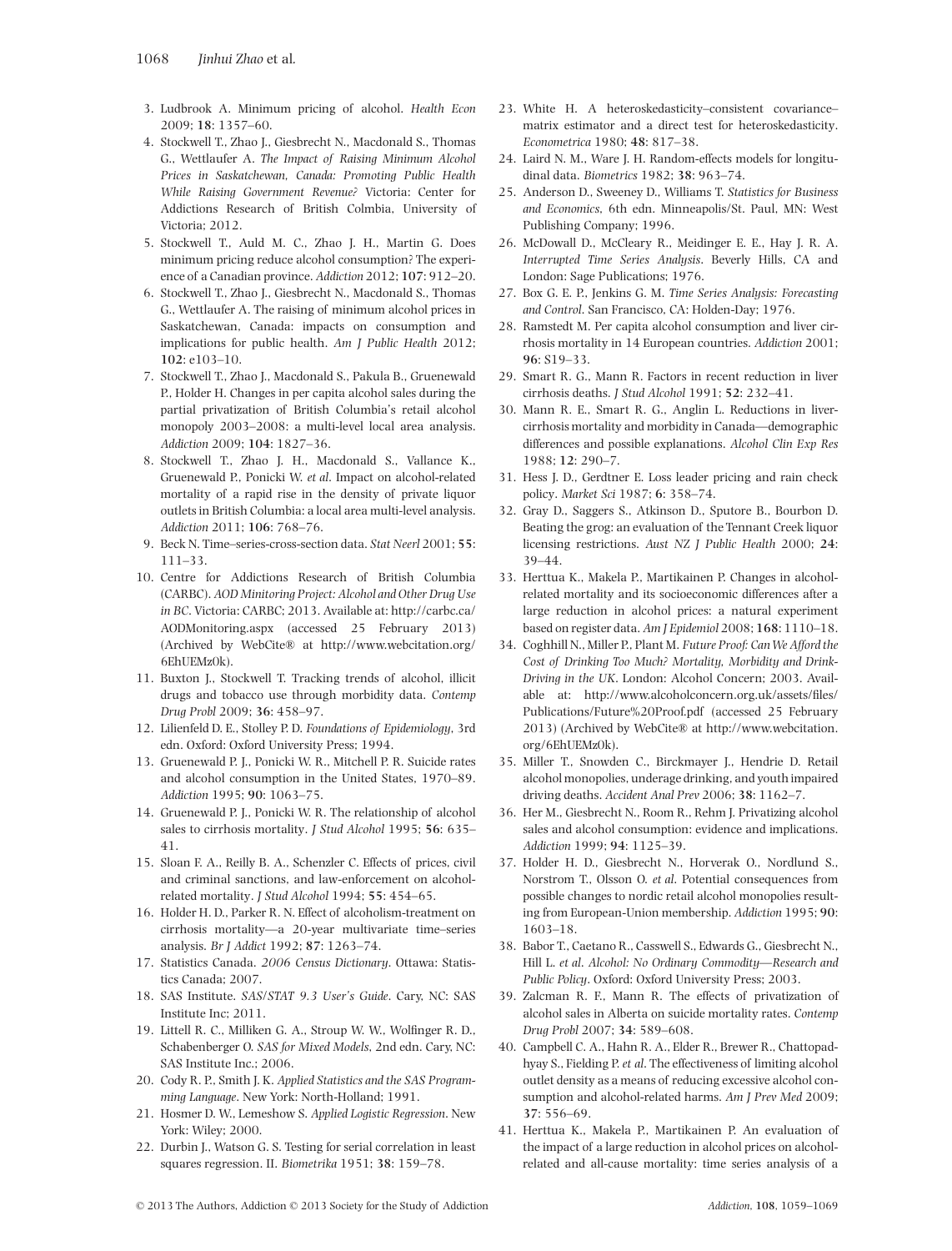3. Ludbrook A. Minimum pricing of alcohol. *Health Econ* 2009; **18**: 1357–60.
4. Stockwell T., Zhao J., Giesbrecht N., Macdonald S., Thomas G., Wettlaufer A. *The Impact of Raising Minimum Alcohol Prices in Saskatchewan, Canada: Promoting Public Health While Raising Government Revenue?* Victoria: Center for Addictions Research of British Colmbia, University of Victoria; 2012.
5. Stockwell T., Auld M. C., Zhao J. H., Martin G. Does minimum pricing reduce alcohol consumption? The experience of a Canadian province. *Addiction* 2012; **107**: 912–20.
6. Stockwell T., Zhao J., Giesbrecht N., Macdonald S., Thomas G., Wettlaufer A. The raising of minimum alcohol prices in Saskatchewan, Canada: impacts on consumption and implications for public health. *Am J Public Health* 2012; **102**: e103–10.
7. Stockwell T., Zhao J., Macdonald S., Pakula B., Gruenewald P., Holder H. Changes in per capita alcohol sales during the partial privatization of British Columbia's retail alcohol monopoly 2003–2008: a multi-level local area analysis. *Addiction* 2009; **104**: 1827–36.
8. Stockwell T., Zhao J. H., Macdonald S., Vallance K., Gruenewald P., Ponicki W. *et al*. Impact on alcohol-related mortality of a rapid rise in the density of private liquor outlets in British Columbia: a local area multi-level analysis. *Addiction* 2011; **106**: 768–76.
9. Beck N. Time–series-cross-section data. *Stat Neerl* 2001; **55**: 111–33.
10. Centre for Addictions Research of British Columbia (CARBC). *AOD Minitoring Project: Alcohol and Other Drug Use in BC*. Victoria: CARBC; 2013. Available at: http://carbc.ca/AODMonitoring.aspx (accessed 25 February 2013) (Archived by WebCite® at http://www.webcitation.org/6EhUEMz0k).
11. Buxton J., Stockwell T. Tracking trends of alcohol, illicit drugs and tobacco use through morbidity data. *Contemp Drug Probl* 2009; **36**: 458–97.
12. Lilienfeld D. E., Stolley P. D. *Foundations of Epidemiology*, 3rd edn. Oxford: Oxford University Press; 1994.
13. Gruenewald P. J., Ponicki W. R., Mitchell P. R. Suicide rates and alcohol consumption in the United States, 1970–89. *Addiction* 1995; **90**: 1063–75.
14. Gruenewald P. J., Ponicki W. R. The relationship of alcohol sales to cirrhosis mortality. *J Stud Alcohol* 1995; **56**: 635–41.
15. Sloan F. A., Reilly B. A., Schenzler C. Effects of prices, civil and criminal sanctions, and law-enforcement on alcohol-related mortality. *J Stud Alcohol* 1994; **55**: 454–65.
16. Holder H. D., Parker R. N. Effect of alcoholism-treatment on cirrhosis mortality—a 20-year multivariate time–series analysis. *Br J Addict* 1992; **87**: 1263–74.
17. Statistics Canada. *2006 Census Dictionary*. Ottawa: Statistics Canada; 2007.
18. SAS Institute. *SAS/STAT 9.3 User's Guide*. Cary, NC: SAS Institute Inc; 2011.
19. Littell R. C., Milliken G. A., Stroup W. W., Wolfinger R. D., Schabenberger O. *SAS for Mixed Models*, 2nd edn. Cary, NC: SAS Institute Inc.; 2006.
20. Cody R. P., Smith J. K. *Applied Statistics and the SAS Programming Language*. New York: North-Holland; 1991.
21. Hosmer D. W., Lemeshow S. *Applied Logistic Regression*. New York: Wiley; 2000.
22. Durbin J., Watson G. S. Testing for serial correlation in least squares regression. II. *Biometrika* 1951; **38**: 159–78.
23. White H. A heteroskedasticity–consistent covariance–matrix estimator and a direct test for heteroskedasticity. *Econometrica* 1980; **48**: 817–38.
24. Laird N. M., Ware J. H. Random-effects models for longitudinal data. *Biometrics* 1982; **38**: 963–74.
25. Anderson D., Sweeney D., Williams T. *Statistics for Business and Economics*, 6th edn. Minneapolis/St. Paul, MN: West Publishing Company; 1996.
26. McDowall D., McCleary R., Meidinger E. E., Hay J. R. A. *Interrupted Time Series Analysis*. Beverly Hills, CA and London: Sage Publications; 1976.
27. Box G. E. P., Jenkins G. M. *Time Series Analysis: Forecasting and Control*. San Francisco, CA: Holden-Day; 1976.
28. Ramstedt M. Per capita alcohol consumption and liver cirrhosis mortality in 14 European countries. *Addiction* 2001; **96**: S19–33.
29. Smart R. G., Mann R. Factors in recent reduction in liver cirrhosis deaths. *J Stud Alcohol* 1991; **52**: 232–41.
30. Mann R. E., Smart R. G., Anglin L. Reductions in liver-cirrhosis mortality and morbidity in Canada—demographic differences and possible explanations. *Alcohol Clin Exp Res* 1988; **12**: 290–7.
31. Hess J. D., Gerdtner E. Loss leader pricing and rain check policy. *Market Sci* 1987; **6**: 358–74.
32. Gray D., Saggers S., Atkinson D., Sputore B., Bourbon D. Beating the grog: an evaluation of the Tennant Creek liquor licensing restrictions. *Aust NZ J Public Health* 2000; **24**: 39–44.
33. Herttua K., Makela P., Martikainen P. Changes in alcohol-related mortality and its socioeconomic differences after a large reduction in alcohol prices: a natural experiment based on register data. *Am J Epidemiol* 2008; **168**: 1110–18.
34. Coghhill N., Miller P., Plant M. *Future Proof: Can We Afford the Cost of Drinking Too Much? Mortality, Morbidity and Drink-Driving in the UK*. London: Alcohol Concern; 2003. Available at: http://www.alcoholconcern.org.uk/assets/files/Publications/Future%20Proof.pdf (accessed 25 February 2013) (Archived by WebCite® at http://www.webcitation.org/6EhUEMz0k).
35. Miller T., Snowden C., Birckmayer J., Hendrie D. Retail alcohol monopolies, underage drinking, and youth impaired driving deaths. *Accident Anal Prev* 2006; **38**: 1162–7.
36. Her M., Giesbrecht N., Room R., Rehm J. Privatizing alcohol sales and alcohol consumption: evidence and implications. *Addiction* 1999; **94**: 1125–39.
37. Holder H. D., Giesbrecht N., Horverak O., Nordlund S., Norstrom T., Olsson O. *et al*. Potential consequences from possible changes to nordic retail alcohol monopolies resulting from European-Union membership. *Addiction* 1995; **90**: 1603–18.
38. Babor T., Caetano R., Casswell S., Edwards G., Giesbrecht N., Hill L. *et al*. *Alcohol: No Ordinary Commodity—Research and Public Policy*. Oxford: Oxford University Press; 2003.
39. Zalcman R. F., Mann R. The effects of privatization of alcohol sales in Alberta on suicide mortality rates. *Contemp Drug Probl* 2007; **34**: 589–608.
40. Campbell C. A., Hahn R. A., Elder R., Brewer R., Chattopadhyay S., Fielding P. *et al*. The effectiveness of limiting alcohol outlet density as a means of reducing excessive alcohol consumption and alcohol-related harms. *Am J Prev Med* 2009; **37**: 556–69.
41. Herttua K., Makela P., Martikainen P. An evaluation of the impact of a large reduction in alcohol prices on alcohol-related and all-cause mortality: time series analysis of a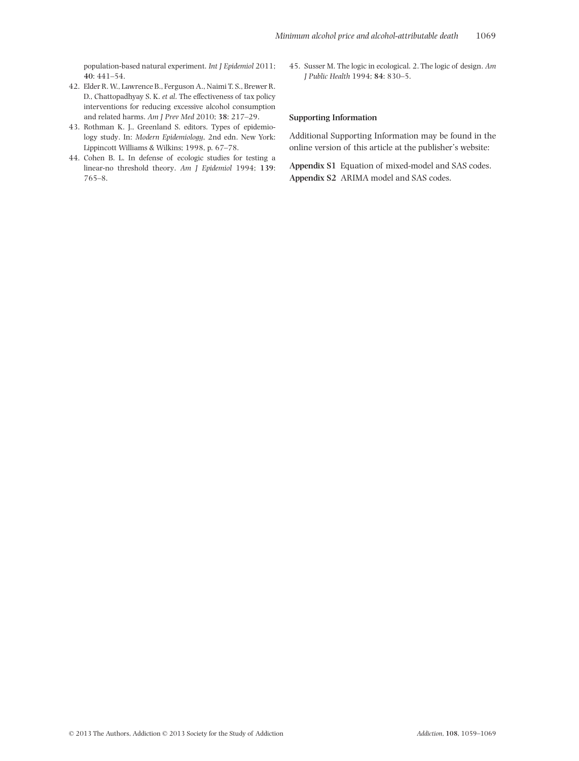population-based natural experiment. *Int J Epidemiol* 2011; **40**: 441–54.

42. Elder R. W., Lawrence B., Ferguson A., Naimi T. S., Brewer R. D., Chattopadhyay S. K. *et al*. The effectiveness of tax policy interventions for reducing excessive alcohol consumption and related harms. *Am J Prev Med* 2010; **38**: 217–29.
43. Rothman K. J., Greenland S. editors. Types of epidemiology study. In: *Modern Epidemiology*, 2nd edn. New York: Lippincott Williams & Wilkins; 1998, p. 67–78.
44. Cohen B. L. In defense of ecologic studies for testing a linear-no threshold theory. *Am J Epidemiol* 1994; **139**: 765–8.
45. Susser M. The logic in ecological. 2. The logic of design. *Am J Public Health* 1994; **84**: 830–5.

### Supporting Information

Additional Supporting Information may be found in the online version of this article at the publisher's website:

**Appendix S1** Equation of mixed-model and SAS codes.
**Appendix S2** ARIMA model and SAS codes.